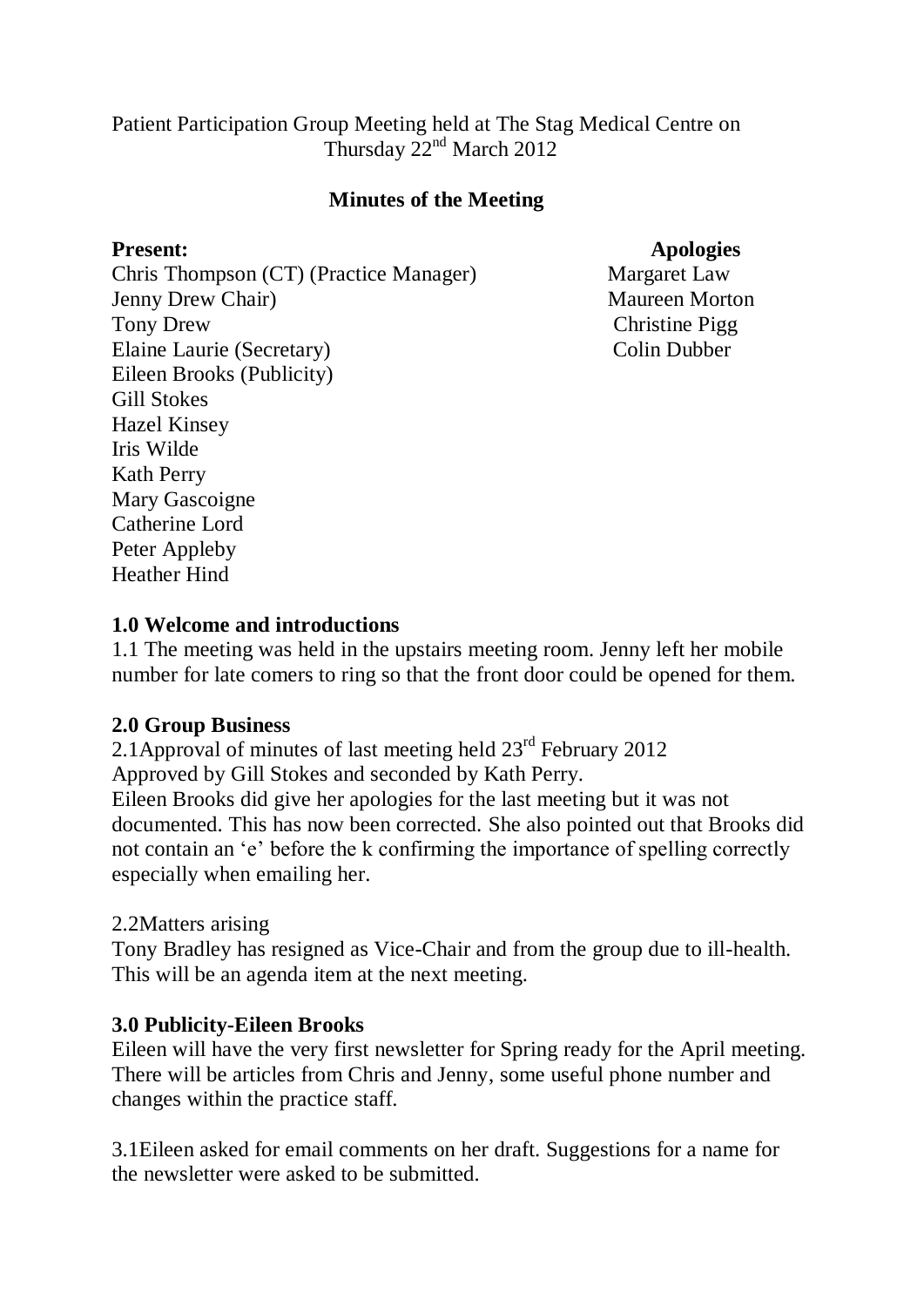Patient Participation Group Meeting held at The Stag Medical Centre on Thursday 22nd March 2012

**Minutes of the Meeting**

| **Present:** | **Apologies** |
|---|---|
| Chris Thompson (CT) (Practice Manager) | Margaret Law |
| Jenny Drew Chair) | Maureen Morton |
| Tony Drew | Christine Pigg |
| Elaine Laurie (Secretary) | Colin Dubber |
| Eileen Brooks (Publicity) | |
| Gill Stokes | |
| Hazel Kinsey | |
| Iris Wilde | |
| Kath Perry | |
| Mary Gascoigne | |
| Catherine Lord | |
| Peter Appleby | |
| Heather Hind | |

**1.0 Welcome and introductions**

1.1 The meeting was held in the upstairs meeting room. Jenny left her mobile number for late comers to ring so that the front door could be opened for them.

**2.0 Group Business**

2.1Approval of minutes of last meeting held 23rd February 2012
Approved by Gill Stokes and seconded by Kath Perry.
Eileen Brooks did give her apologies for the last meeting but it was not documented. This has now been corrected. She also pointed out that Brooks did not contain an 'e' before the k confirming the importance of spelling correctly especially when emailing her.

2.2Matters arising
Tony Bradley has resigned as Vice-Chair and from the group due to ill-health. This will be an agenda item at the next meeting.

**3.0 Publicity-Eileen Brooks**

Eileen will have the very first newsletter for Spring ready for the April meeting. There will be articles from Chris and Jenny, some useful phone number and changes within the practice staff.

3.1Eileen asked for email comments on her draft. Suggestions for a name for the newsletter were asked to be submitted.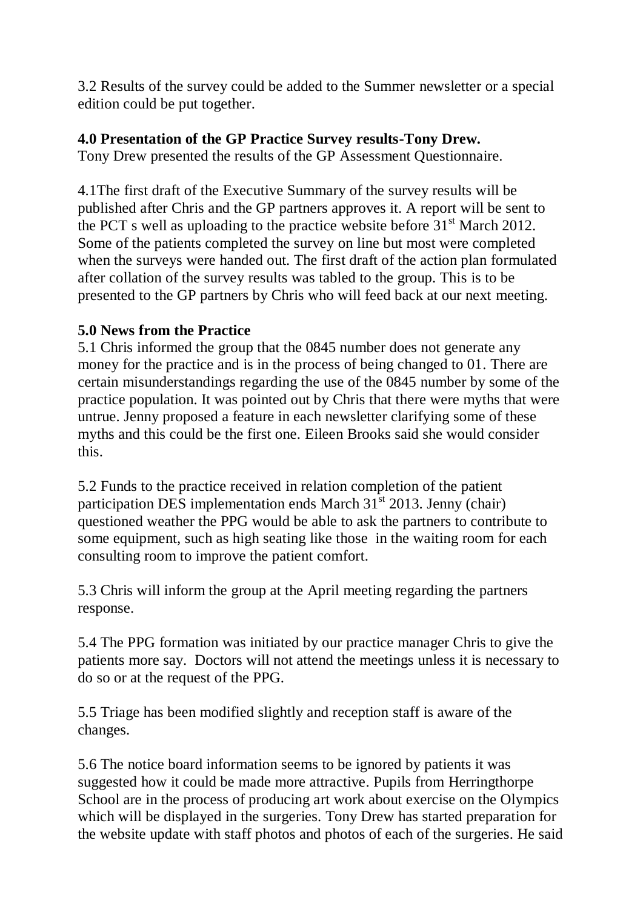3.2 Results of the survey could be added to the Summer newsletter or a special edition could be put together.

**4.0 Presentation of the GP Practice Survey results-Tony Drew.**

Tony Drew presented the results of the GP Assessment Questionnaire.

4.1The first draft of the Executive Summary of the survey results will be published after Chris and the GP partners approves it. A report will be sent to the PCT s well as uploading to the practice website before 31st March 2012. Some of the patients completed the survey on line but most were completed when the surveys were handed out. The first draft of the action plan formulated after collation of the survey results was tabled to the group. This is to be presented to the GP partners by Chris who will feed back at our next meeting.

**5.0 News from the Practice**

5.1 Chris informed the group that the 0845 number does not generate any money for the practice and is in the process of being changed to 01. There are certain misunderstandings regarding the use of the 0845 number by some of the practice population. It was pointed out by Chris that there were myths that were untrue. Jenny proposed a feature in each newsletter clarifying some of these myths and this could be the first one. Eileen Brooks said she would consider this.

5.2 Funds to the practice received in relation completion of the patient participation DES implementation ends March 31st 2013. Jenny (chair) questioned weather the PPG would be able to ask the partners to contribute to some equipment, such as high seating like those in the waiting room for each consulting room to improve the patient comfort.

5.3 Chris will inform the group at the April meeting regarding the partners response.

5.4 The PPG formation was initiated by our practice manager Chris to give the patients more say. Doctors will not attend the meetings unless it is necessary to do so or at the request of the PPG.

5.5 Triage has been modified slightly and reception staff is aware of the changes.

5.6 The notice board information seems to be ignored by patients it was suggested how it could be made more attractive. Pupils from Herringthorpe School are in the process of producing art work about exercise on the Olympics which will be displayed in the surgeries. Tony Drew has started preparation for the website update with staff photos and photos of each of the surgeries. He said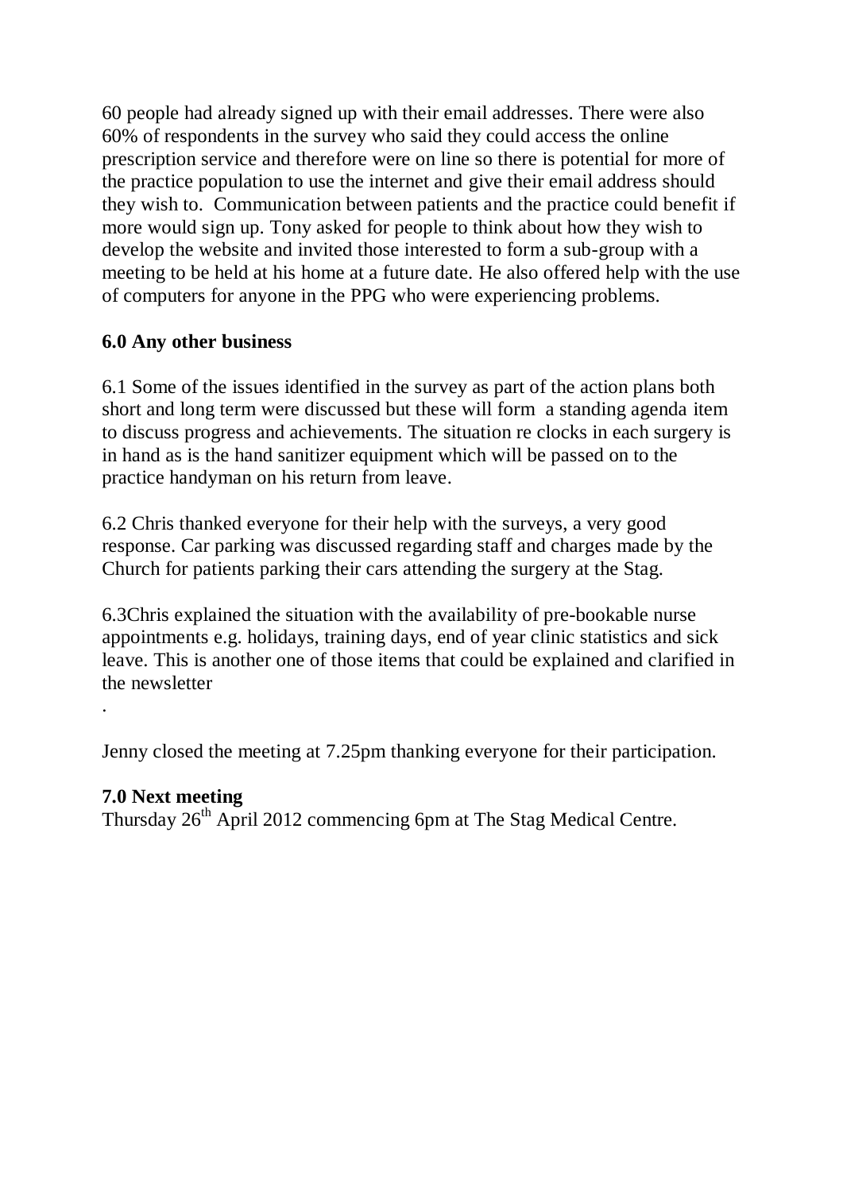60 people had already signed up with their email addresses. There were also 60% of respondents in the survey who said they could access the online prescription service and therefore were on line so there is potential for more of the practice population to use the internet and give their email address should they wish to. Communication between patients and the practice could benefit if more would sign up. Tony asked for people to think about how they wish to develop the website and invited those interested to form a sub-group with a meeting to be held at his home at a future date. He also offered help with the use of computers for anyone in the PPG who were experiencing problems.

## 6.0 Any other business

6.1 Some of the issues identified in the survey as part of the action plans both short and long term were discussed but these will form a standing agenda item to discuss progress and achievements. The situation re clocks in each surgery is in hand as is the hand sanitizer equipment which will be passed on to the practice handyman on his return from leave.

6.2 Chris thanked everyone for their help with the surveys, a very good response. Car parking was discussed regarding staff and charges made by the Church for patients parking their cars attending the surgery at the Stag.

6.3Chris explained the situation with the availability of pre-bookable nurse appointments e.g. holidays, training days, end of year clinic statistics and sick leave. This is another one of those items that could be explained and clarified in the newsletter

.

Jenny closed the meeting at 7.25pm thanking everyone for their participation.

## 7.0 Next meeting

Thursday 26th April 2012 commencing 6pm at The Stag Medical Centre.